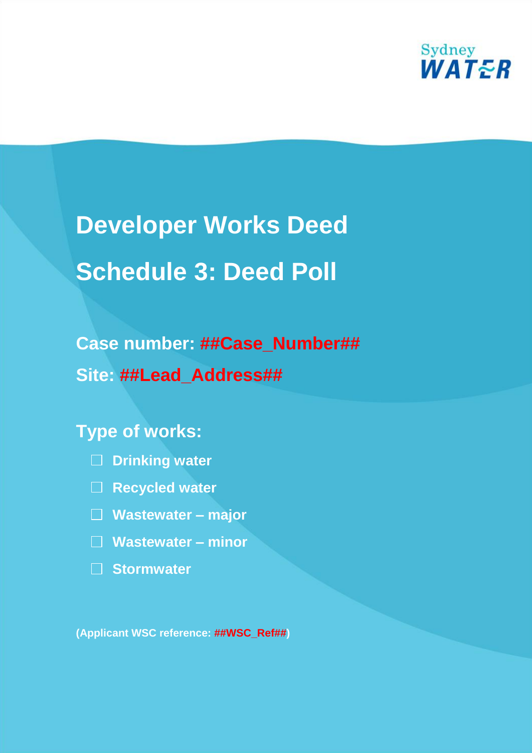Sydney WATER

# Developer Works Deed

# Schedule 3: Deed Poll

**Case number: ##Case_Number##**

**Site: ##Lead_Address##**

**Type of works:**

- ☐ Drinking water
- ☐ Recycled water
- ☐ Wastewater – major
- ☐ Wastewater – minor
- ☐ Stormwater

**(Applicant WSC reference: ##WSC_Ref##)**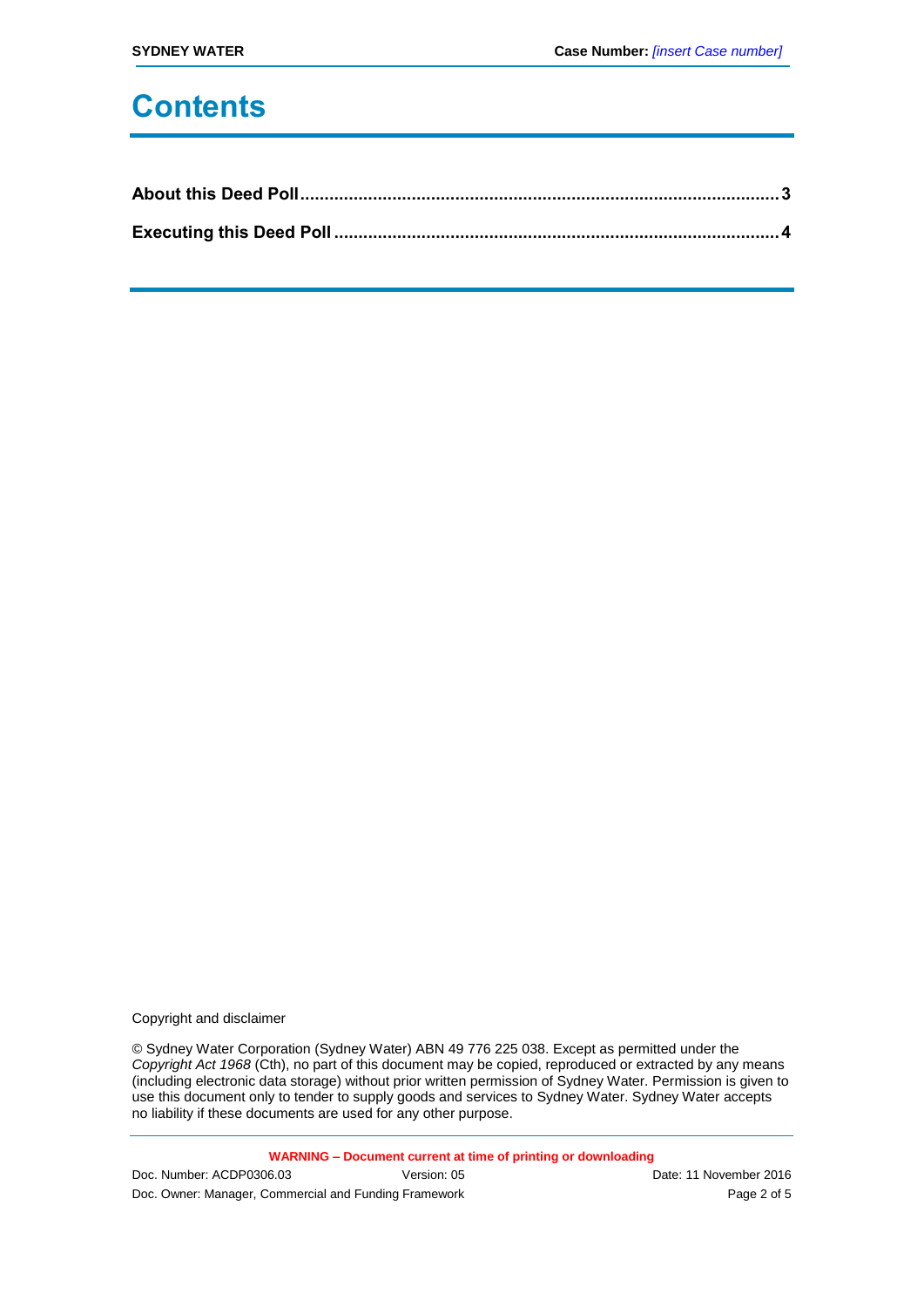# Contents

**About this Deed Poll** .......... **3**

**Executing this Deed Poll** .......... **4**

Copyright and disclaimer

© Sydney Water Corporation (Sydney Water) ABN 49 776 225 038. Except as permitted under the *Copyright Act 1968* (Cth), no part of this document may be copied, reproduced or extracted by any means (including electronic data storage) without prior written permission of Sydney Water. Permission is given to use this document only to tender to supply goods and services to Sydney Water. Sydney Water accepts no liability if these documents are used for any other purpose.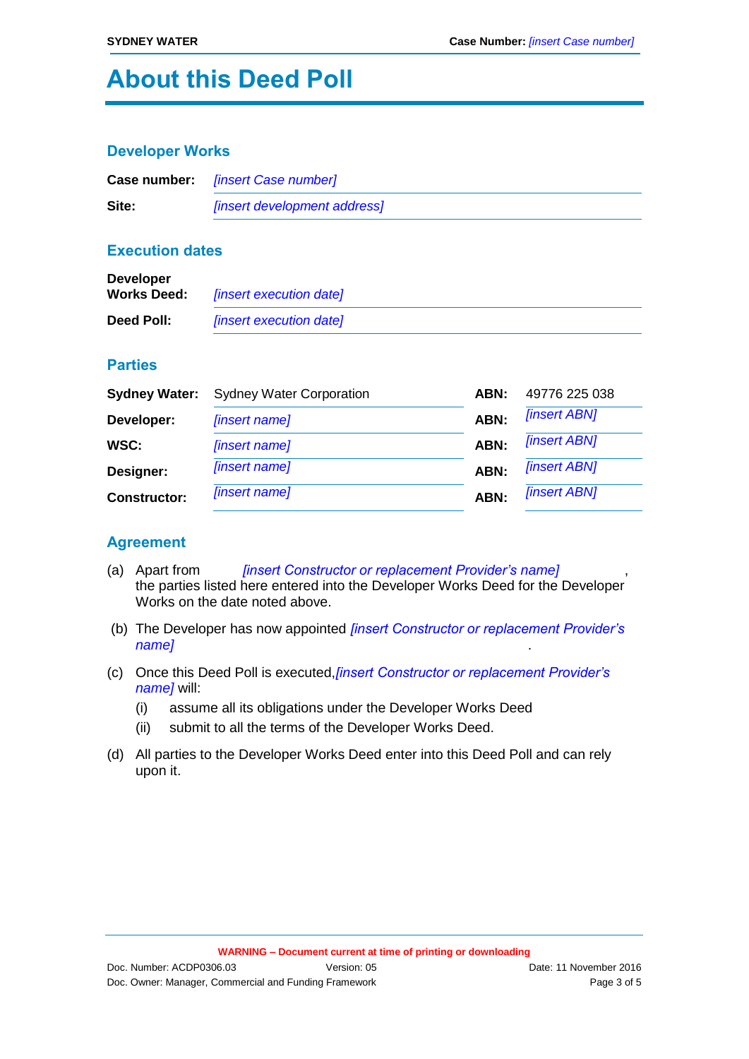# About this Deed Poll

## Developer Works

| | |
|---|---|
| **Case number:** | *[insert Case number]* |
| **Site:** | *[insert development address]* |

## Execution dates

| | |
|---|---|
| **Developer Works Deed:** | *[insert execution date]* |
| **Deed Poll:** | *[insert execution date]* |

## Parties

| | | | |
|---|---|---|---|
| **Sydney Water:** | Sydney Water Corporation | **ABN:** | 49776 225 038 |
| **Developer:** | *[insert name]* | **ABN:** | *[insert ABN]* |
| **WSC:** | *[insert name]* | **ABN:** | *[insert ABN]* |
| **Designer:** | *[insert name]* | **ABN:** | *[insert ABN]* |
| **Constructor:** | *[insert name]* | **ABN:** | *[insert ABN]* |

## Agreement

(a) Apart from *[insert Constructor or replacement Provider's name]*, the parties listed here entered into the Developer Works Deed for the Developer Works on the date noted above.

(b) The Developer has now appointed *[insert Constructor or replacement Provider's name]*.

(c) Once this Deed Poll is executed, *[insert Constructor or replacement Provider's name]* will:

- (i) assume all its obligations under the Developer Works Deed
- (ii) submit to all the terms of the Developer Works Deed.

(d) All parties to the Developer Works Deed enter into this Deed Poll and can rely upon it.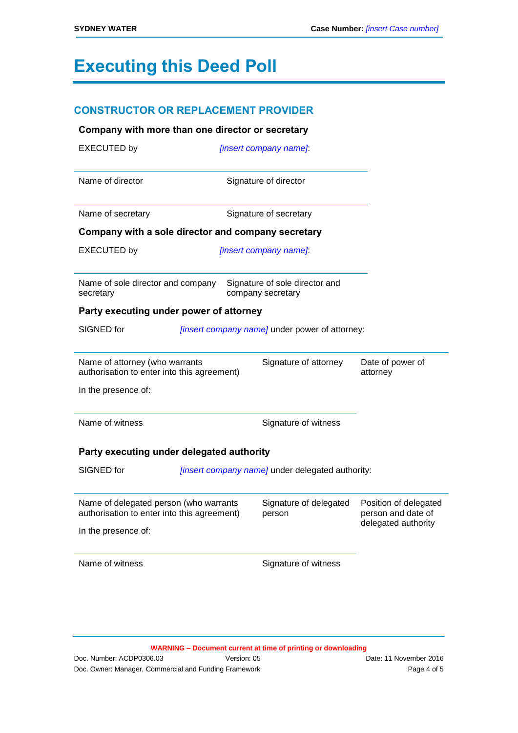# Executing this Deed Poll

## CONSTRUCTOR OR REPLACEMENT PROVIDER

### Company with more than one director or secretary

EXECUTED by *[insert company name]*:

| | |
|---|---|
| Name of director | Signature of director |
| Name of secretary | Signature of secretary |

### Company with a sole director and company secretary

EXECUTED by *[insert company name]*:

| | |
|---|---|
| Name of sole director and company secretary | Signature of sole director and company secretary |

### Party executing under power of attorney

SIGNED for *[insert company name]* under power of attorney:

| | | |
|---|---|---|
| Name of attorney (who warrants authorisation to enter into this agreement) | Signature of attorney | Date of power of attorney |

In the presence of:

| | |
|---|---|
| Name of witness | Signature of witness |

### Party executing under delegated authority

SIGNED for *[insert company name]* under delegated authority:

| | | |
|---|---|---|
| Name of delegated person (who warrants authorisation to enter into this agreement) | Signature of delegated person | Position of delegated person and date of delegated authority |

In the presence of:

| | |
|---|---|
| Name of witness | Signature of witness |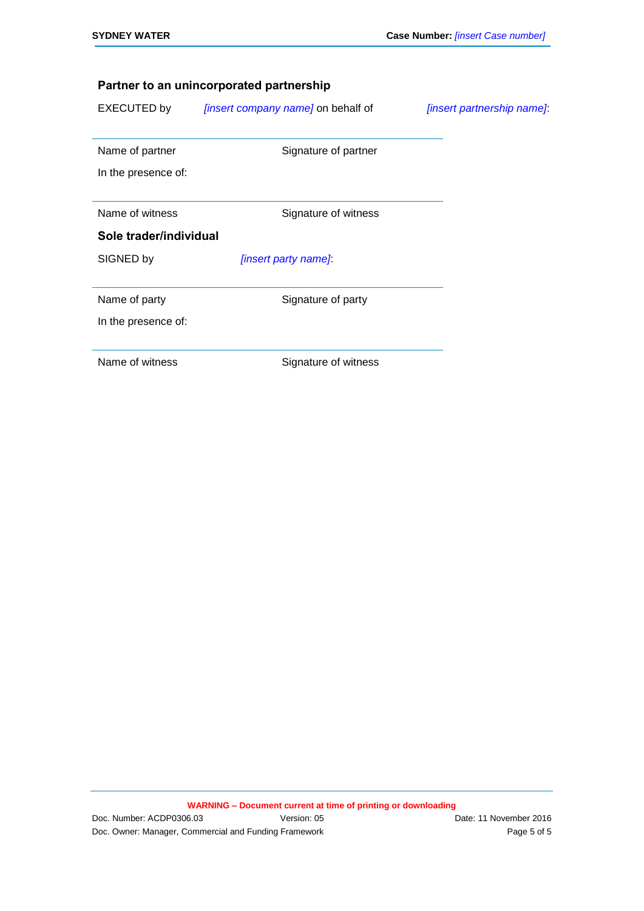### Partner to an unincorporated partnership

EXECUTED by *[insert company name]* on behalf of *[insert partnership name]*:

Name of partner | Signature of partner

In the presence of:

Name of witness | Signature of witness

### Sole trader/individual

SIGNED by *[insert party name]*:

Name of party | Signature of party

In the presence of:

Name of witness | Signature of witness

**WARNING – Document current at time of printing or downloading**